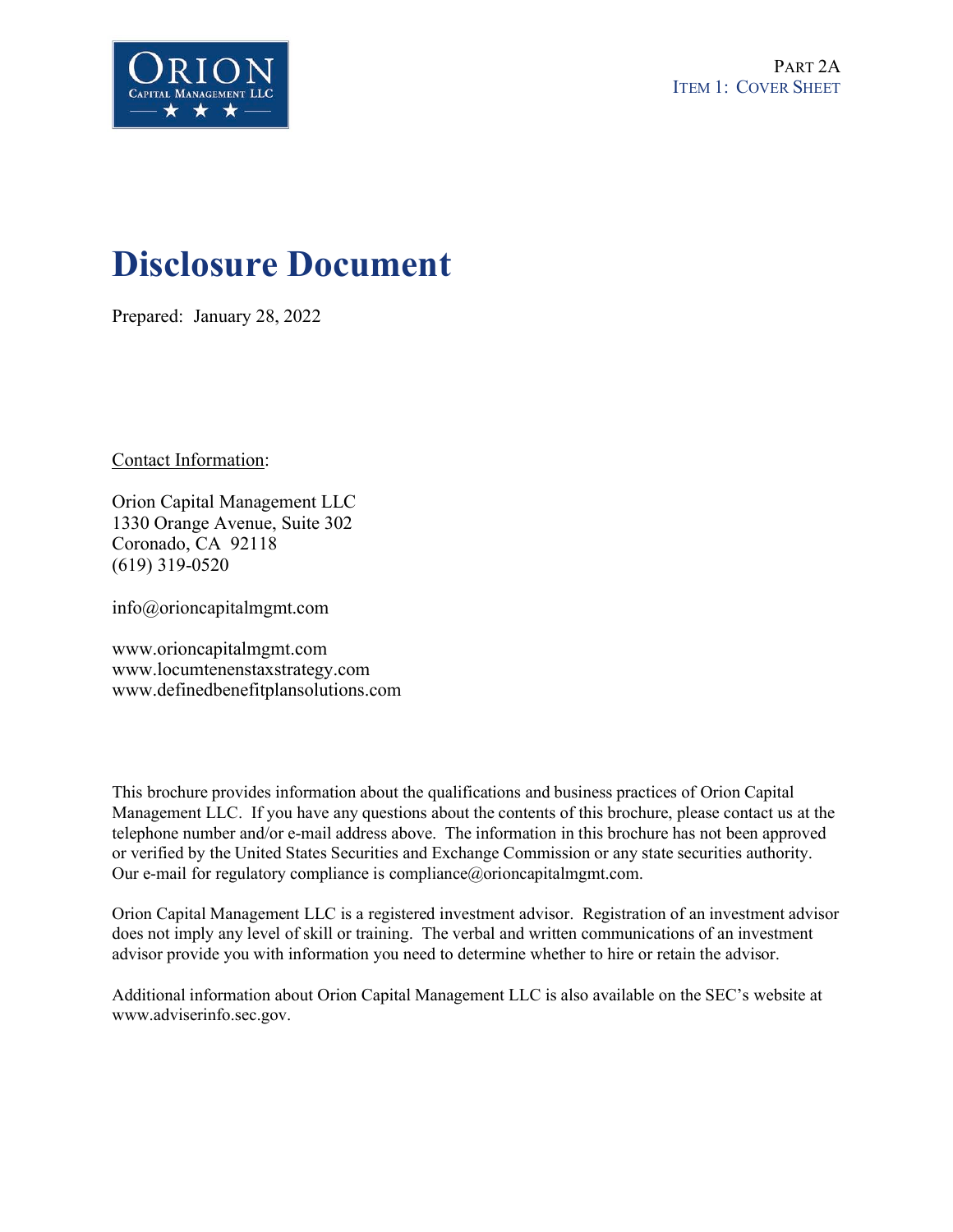PART 2A
ITEM 1: COVER SHEET

# Disclosure Document

Prepared: January 28, 2022

Contact Information:

Orion Capital Management LLC
1330 Orange Avenue, Suite 302
Coronado, CA 92118
(619) 319-0520

info@orioncapitalmgmt.com

www.orioncapitalmgmt.com
www.locumtenenstaxstrategy.com
www.definedbenefitplansolutions.com

This brochure provides information about the qualifications and business practices of Orion Capital Management LLC. If you have any questions about the contents of this brochure, please contact us at the telephone number and/or e-mail address above. The information in this brochure has not been approved or verified by the United States Securities and Exchange Commission or any state securities authority. Our e-mail for regulatory compliance is compliance@orioncapitalmgmt.com.

Orion Capital Management LLC is a registered investment advisor. Registration of an investment advisor does not imply any level of skill or training. The verbal and written communications of an investment advisor provide you with information you need to determine whether to hire or retain the advisor.

Additional information about Orion Capital Management LLC is also available on the SEC's website at www.adviserinfo.sec.gov.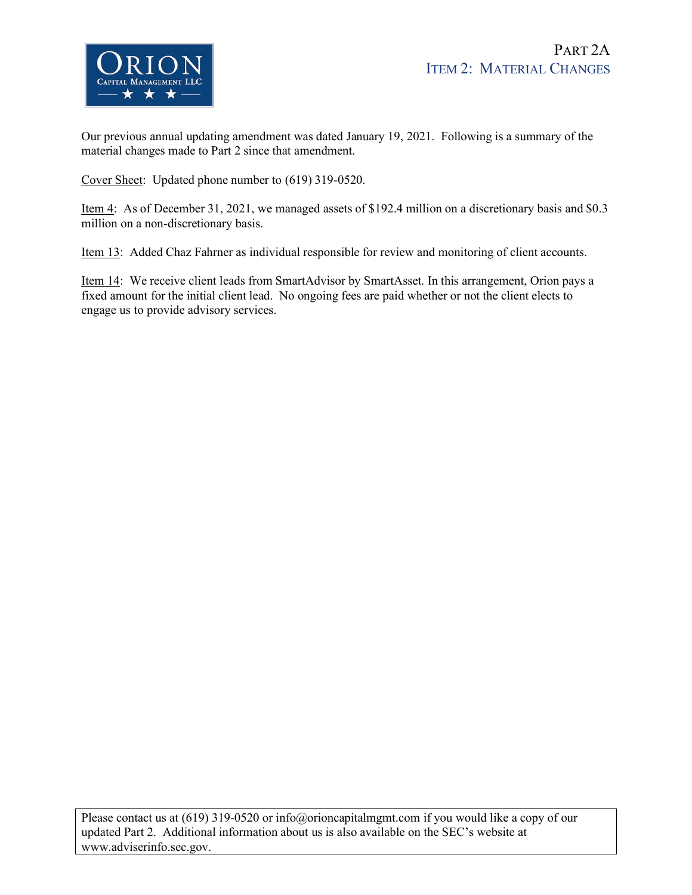# Part 2A
## Item 2: Material Changes

Our previous annual updating amendment was dated January 19, 2021. Following is a summary of the material changes made to Part 2 since that amendment.

Cover Sheet: Updated phone number to (619) 319-0520.

Item 4: As of December 31, 2021, we managed assets of $192.4 million on a discretionary basis and $0.3 million on a non-discretionary basis.

Item 13: Added Chaz Fahrner as individual responsible for review and monitoring of client accounts.

Item 14: We receive client leads from SmartAdvisor by SmartAsset. In this arrangement, Orion pays a fixed amount for the initial client lead. No ongoing fees are paid whether or not the client elects to engage us to provide advisory services.

Please contact us at (619) 319-0520 or info@orioncapitalmgmt.com if you would like a copy of our updated Part 2. Additional information about us is also available on the SEC's website at www.adviserinfo.sec.gov.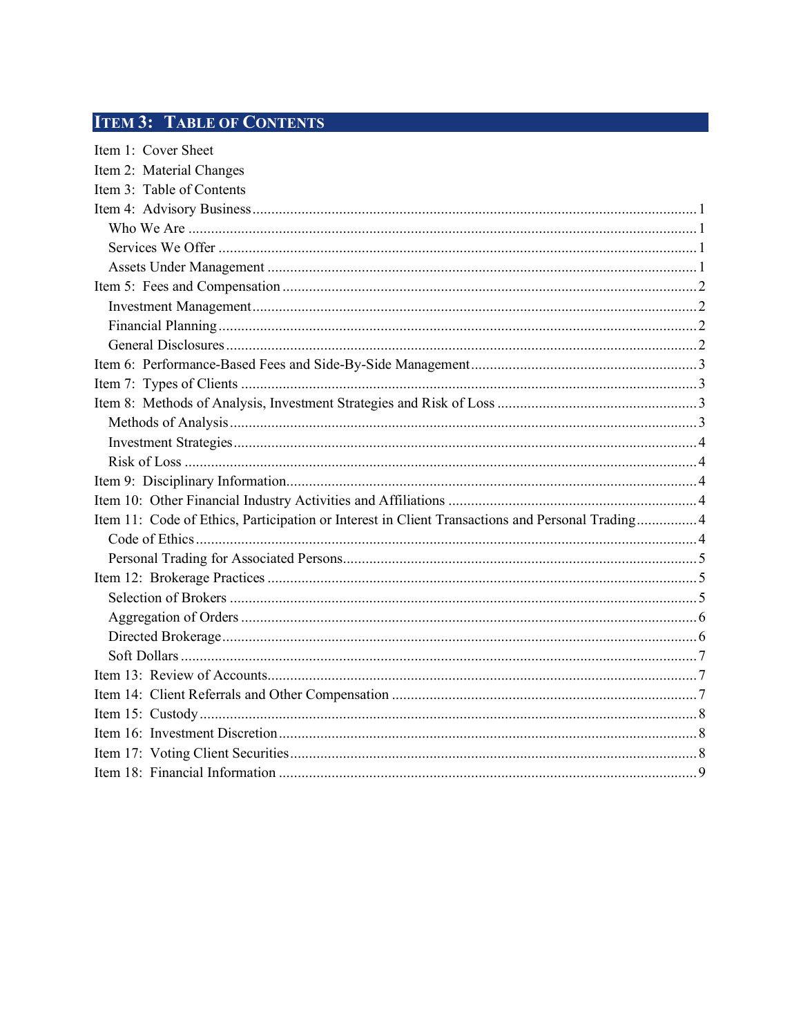## Item 3: Table of Contents

Item 1: Cover Sheet
Item 2: Material Changes
Item 3: Table of Contents
Item 4: Advisory Business .......... 1
- Who We Are .......... 1
- Services We Offer .......... 1
- Assets Under Management .......... 1

Item 5: Fees and Compensation .......... 2
- Investment Management .......... 2
- Financial Planning .......... 2
- General Disclosures .......... 2

Item 6: Performance-Based Fees and Side-By-Side Management .......... 3
Item 7: Types of Clients .......... 3
Item 8: Methods of Analysis, Investment Strategies and Risk of Loss .......... 3
- Methods of Analysis .......... 3
- Investment Strategies .......... 4
- Risk of Loss .......... 4

Item 9: Disciplinary Information .......... 4
Item 10: Other Financial Industry Activities and Affiliations .......... 4
Item 11: Code of Ethics, Participation or Interest in Client Transactions and Personal Trading .......... 4
- Code of Ethics .......... 4
- Personal Trading for Associated Persons .......... 5

Item 12: Brokerage Practices .......... 5
- Selection of Brokers .......... 5
- Aggregation of Orders .......... 6
- Directed Brokerage .......... 6
- Soft Dollars .......... 7

Item 13: Review of Accounts .......... 7
Item 14: Client Referrals and Other Compensation .......... 7
Item 15: Custody .......... 8
Item 16: Investment Discretion .......... 8
Item 17: Voting Client Securities .......... 8
Item 18: Financial Information .......... 9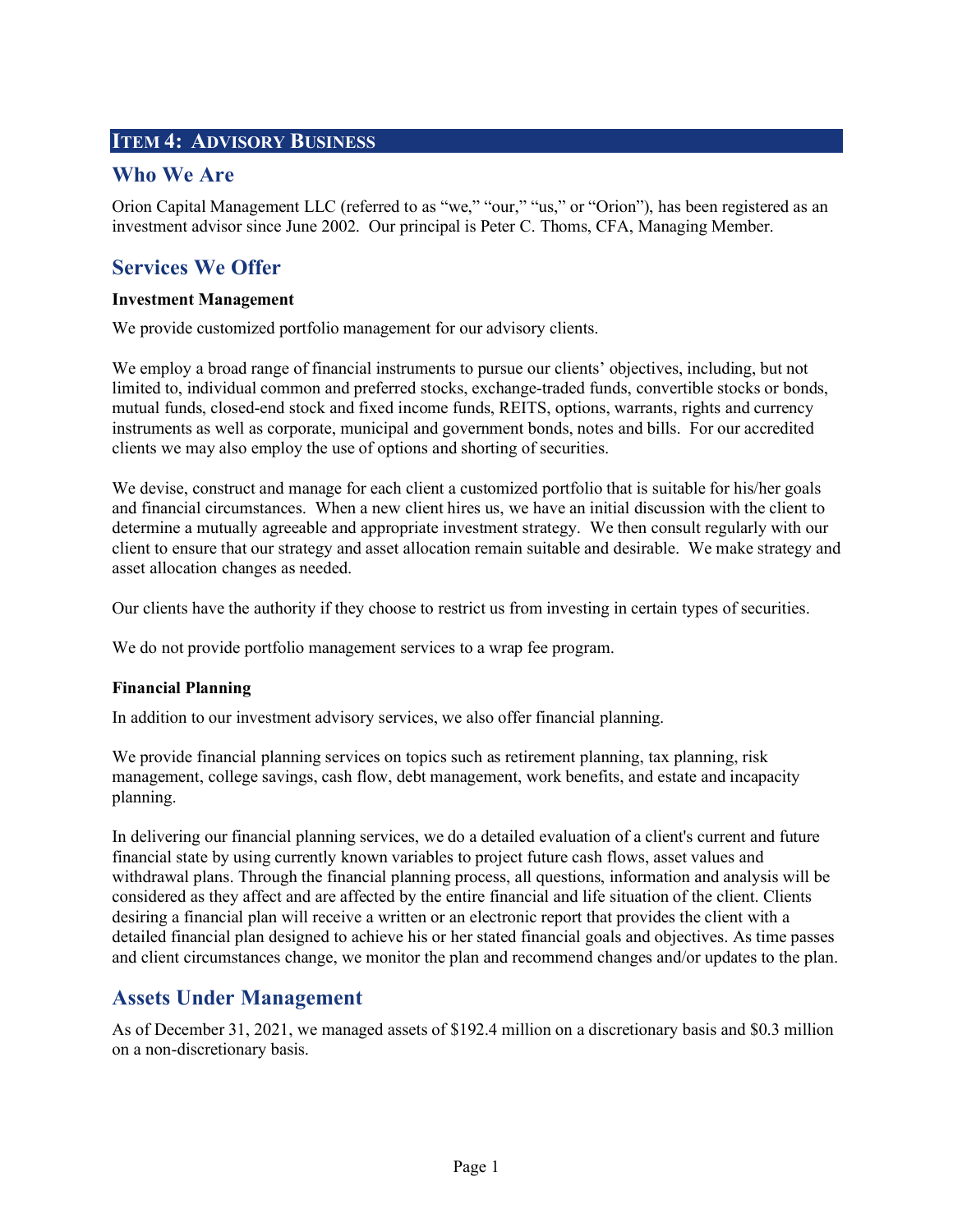## ITEM 4: ADVISORY BUSINESS

### Who We Are

Orion Capital Management LLC (referred to as "we," "our," "us," or "Orion"), has been registered as an investment advisor since June 2002. Our principal is Peter C. Thoms, CFA, Managing Member.

### Services We Offer

**Investment Management**

We provide customized portfolio management for our advisory clients.

We employ a broad range of financial instruments to pursue our clients' objectives, including, but not limited to, individual common and preferred stocks, exchange-traded funds, convertible stocks or bonds, mutual funds, closed-end stock and fixed income funds, REITS, options, warrants, rights and currency instruments as well as corporate, municipal and government bonds, notes and bills. For our accredited clients we may also employ the use of options and shorting of securities.

We devise, construct and manage for each client a customized portfolio that is suitable for his/her goals and financial circumstances. When a new client hires us, we have an initial discussion with the client to determine a mutually agreeable and appropriate investment strategy. We then consult regularly with our client to ensure that our strategy and asset allocation remain suitable and desirable. We make strategy and asset allocation changes as needed.

Our clients have the authority if they choose to restrict us from investing in certain types of securities.

We do not provide portfolio management services to a wrap fee program.

**Financial Planning**

In addition to our investment advisory services, we also offer financial planning.

We provide financial planning services on topics such as retirement planning, tax planning, risk management, college savings, cash flow, debt management, work benefits, and estate and incapacity planning.

In delivering our financial planning services, we do a detailed evaluation of a client's current and future financial state by using currently known variables to project future cash flows, asset values and withdrawal plans. Through the financial planning process, all questions, information and analysis will be considered as they affect and are affected by the entire financial and life situation of the client. Clients desiring a financial plan will receive a written or an electronic report that provides the client with a detailed financial plan designed to achieve his or her stated financial goals and objectives. As time passes and client circumstances change, we monitor the plan and recommend changes and/or updates to the plan.

### Assets Under Management

As of December 31, 2021, we managed assets of $192.4 million on a discretionary basis and $0.3 million on a non-discretionary basis.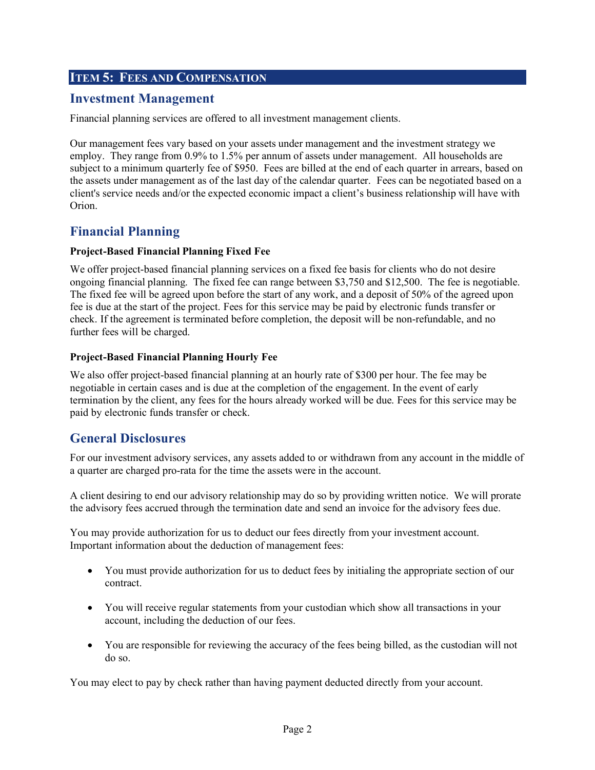## Item 5: Fees and Compensation

### Investment Management

Financial planning services are offered to all investment management clients.

Our management fees vary based on your assets under management and the investment strategy we employ. They range from 0.9% to 1.5% per annum of assets under management. All households are subject to a minimum quarterly fee of $950. Fees are billed at the end of each quarter in arrears, based on the assets under management as of the last day of the calendar quarter. Fees can be negotiated based on a client's service needs and/or the expected economic impact a client's business relationship will have with Orion.

### Financial Planning

**Project-Based Financial Planning Fixed Fee**

We offer project-based financial planning services on a fixed fee basis for clients who do not desire ongoing financial planning. The fixed fee can range between $3,750 and $12,500. The fee is negotiable. The fixed fee will be agreed upon before the start of any work, and a deposit of 50% of the agreed upon fee is due at the start of the project. Fees for this service may be paid by electronic funds transfer or check. If the agreement is terminated before completion, the deposit will be non-refundable, and no further fees will be charged.

**Project-Based Financial Planning Hourly Fee**

We also offer project-based financial planning at an hourly rate of $300 per hour. The fee may be negotiable in certain cases and is due at the completion of the engagement. In the event of early termination by the client, any fees for the hours already worked will be due. Fees for this service may be paid by electronic funds transfer or check.

### General Disclosures

For our investment advisory services, any assets added to or withdrawn from any account in the middle of a quarter are charged pro-rata for the time the assets were in the account.

A client desiring to end our advisory relationship may do so by providing written notice. We will prorate the advisory fees accrued through the termination date and send an invoice for the advisory fees due.

You may provide authorization for us to deduct our fees directly from your investment account. Important information about the deduction of management fees:

- You must provide authorization for us to deduct fees by initialing the appropriate section of our contract.
- You will receive regular statements from your custodian which show all transactions in your account, including the deduction of our fees.
- You are responsible for reviewing the accuracy of the fees being billed, as the custodian will not do so.

You may elect to pay by check rather than having payment deducted directly from your account.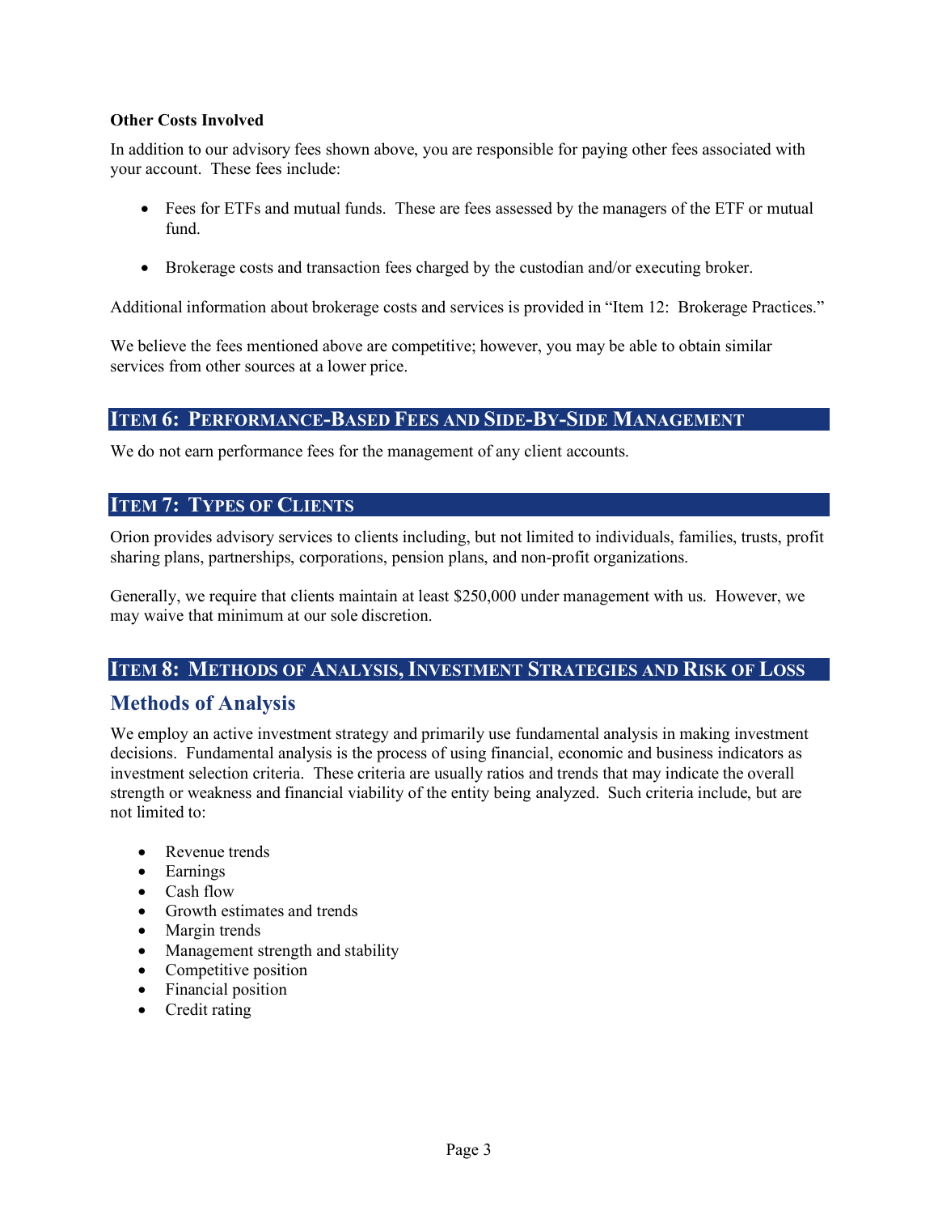**Other Costs Involved**

In addition to our advisory fees shown above, you are responsible for paying other fees associated with your account. These fees include:

- Fees for ETFs and mutual funds. These are fees assessed by the managers of the ETF or mutual fund.
- Brokerage costs and transaction fees charged by the custodian and/or executing broker.

Additional information about brokerage costs and services is provided in "Item 12: Brokerage Practices."

We believe the fees mentioned above are competitive; however, you may be able to obtain similar services from other sources at a lower price.

## Item 6: Performance-Based Fees and Side-By-Side Management

We do not earn performance fees for the management of any client accounts.

## Item 7: Types of Clients

Orion provides advisory services to clients including, but not limited to individuals, families, trusts, profit sharing plans, partnerships, corporations, pension plans, and non-profit organizations.

Generally, we require that clients maintain at least $250,000 under management with us. However, we may waive that minimum at our sole discretion.

## Item 8: Methods of Analysis, Investment Strategies and Risk of Loss

### Methods of Analysis

We employ an active investment strategy and primarily use fundamental analysis in making investment decisions. Fundamental analysis is the process of using financial, economic and business indicators as investment selection criteria. These criteria are usually ratios and trends that may indicate the overall strength or weakness and financial viability of the entity being analyzed. Such criteria include, but are not limited to:

- Revenue trends
- Earnings
- Cash flow
- Growth estimates and trends
- Margin trends
- Management strength and stability
- Competitive position
- Financial position
- Credit rating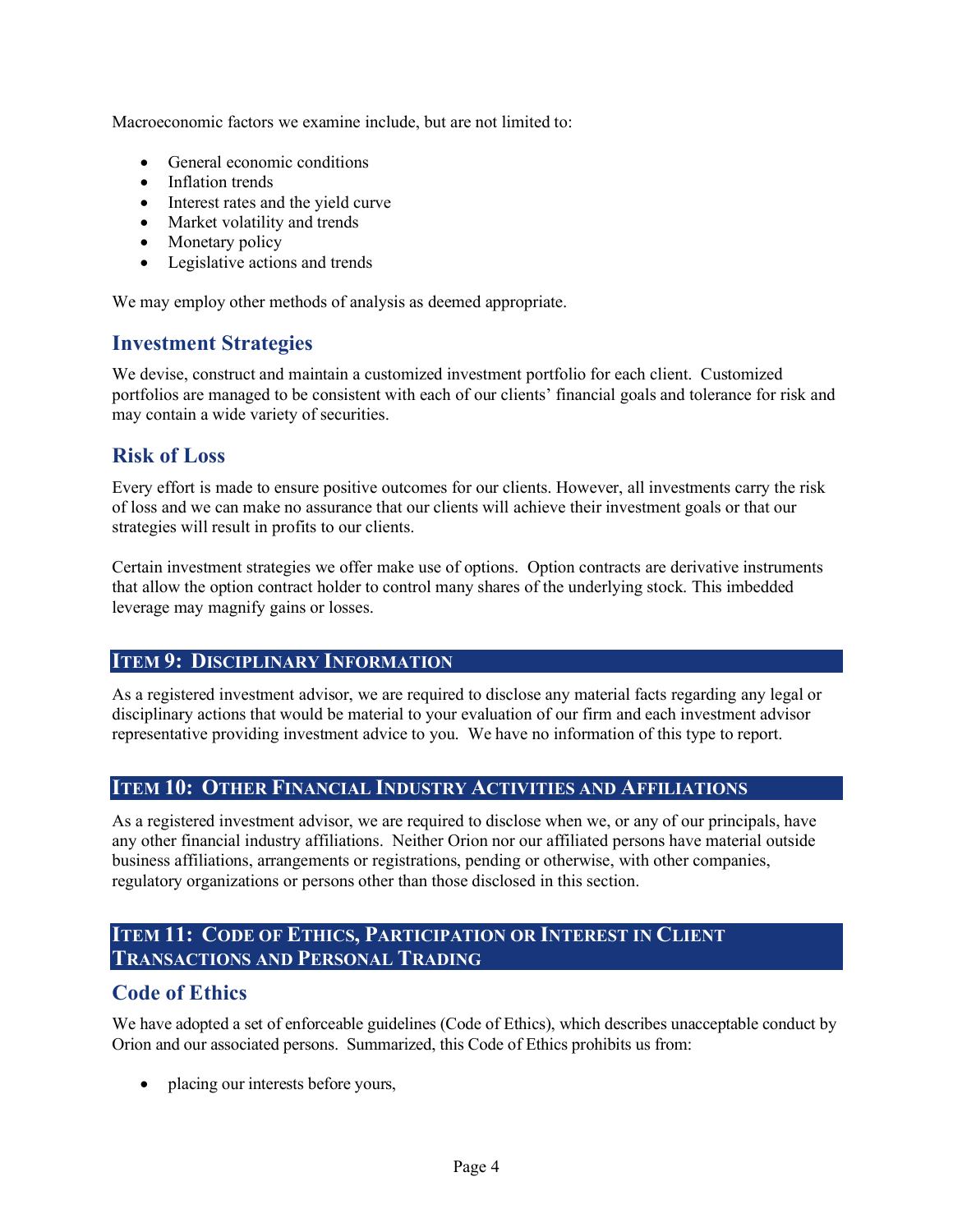Macroeconomic factors we examine include, but are not limited to:

- General economic conditions
- Inflation trends
- Interest rates and the yield curve
- Market volatility and trends
- Monetary policy
- Legislative actions and trends

We may employ other methods of analysis as deemed appropriate.

## Investment Strategies

We devise, construct and maintain a customized investment portfolio for each client. Customized portfolios are managed to be consistent with each of our clients' financial goals and tolerance for risk and may contain a wide variety of securities.

## Risk of Loss

Every effort is made to ensure positive outcomes for our clients. However, all investments carry the risk of loss and we can make no assurance that our clients will achieve their investment goals or that our strategies will result in profits to our clients.

Certain investment strategies we offer make use of options. Option contracts are derivative instruments that allow the option contract holder to control many shares of the underlying stock. This imbedded leverage may magnify gains or losses.

# Item 9: Disciplinary Information

As a registered investment advisor, we are required to disclose any material facts regarding any legal or disciplinary actions that would be material to your evaluation of our firm and each investment advisor representative providing investment advice to you. We have no information of this type to report.

# Item 10: Other Financial Industry Activities and Affiliations

As a registered investment advisor, we are required to disclose when we, or any of our principals, have any other financial industry affiliations. Neither Orion nor our affiliated persons have material outside business affiliations, arrangements or registrations, pending or otherwise, with other companies, regulatory organizations or persons other than those disclosed in this section.

# Item 11: Code of Ethics, Participation or Interest in Client Transactions and Personal Trading

## Code of Ethics

We have adopted a set of enforceable guidelines (Code of Ethics), which describes unacceptable conduct by Orion and our associated persons. Summarized, this Code of Ethics prohibits us from:

- placing our interests before yours,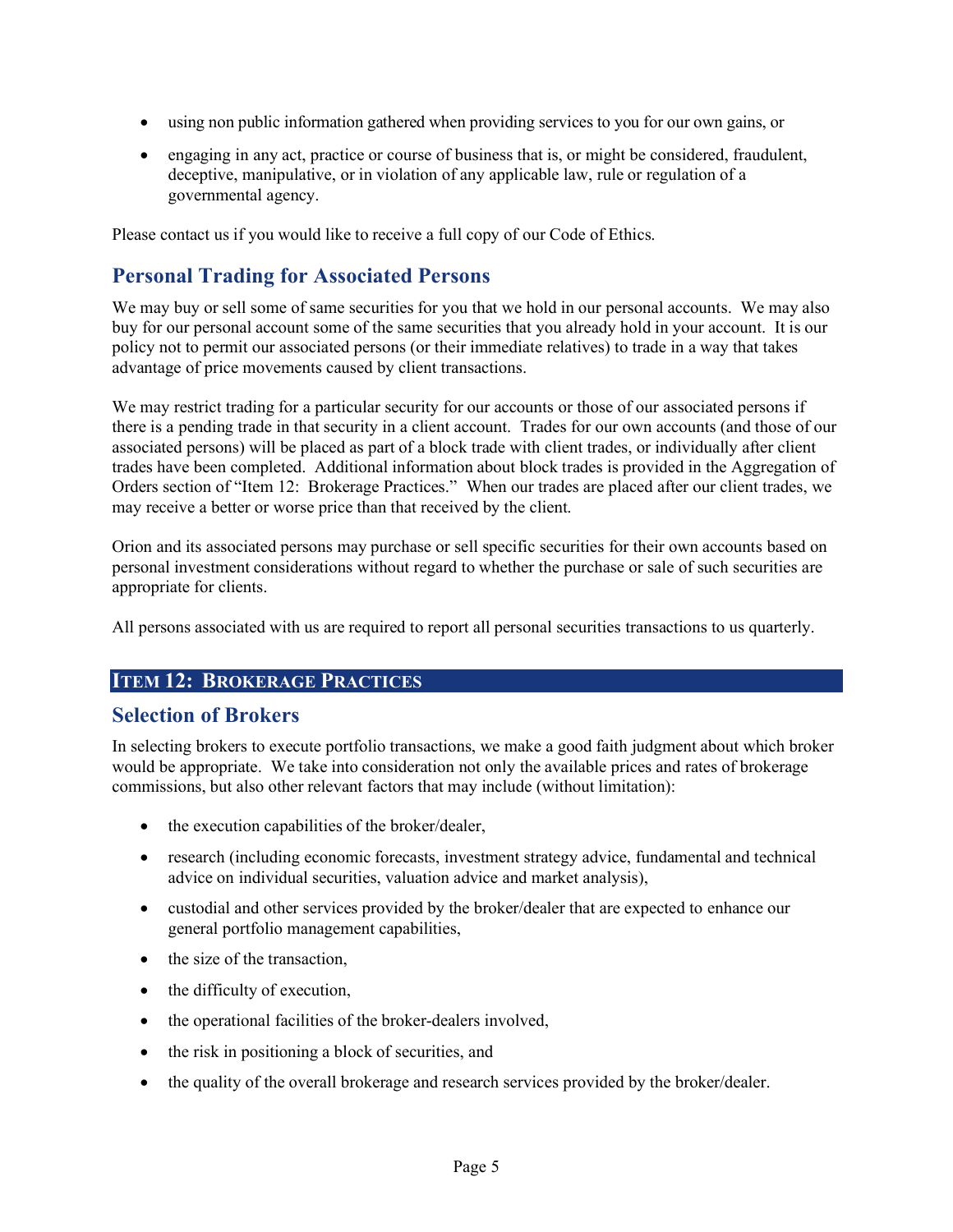- using non public information gathered when providing services to you for our own gains, or
- engaging in any act, practice or course of business that is, or might be considered, fraudulent, deceptive, manipulative, or in violation of any applicable law, rule or regulation of a governmental agency.

Please contact us if you would like to receive a full copy of our Code of Ethics.

## Personal Trading for Associated Persons

We may buy or sell some of same securities for you that we hold in our personal accounts. We may also buy for our personal account some of the same securities that you already hold in your account. It is our policy not to permit our associated persons (or their immediate relatives) to trade in a way that takes advantage of price movements caused by client transactions.

We may restrict trading for a particular security for our accounts or those of our associated persons if there is a pending trade in that security in a client account. Trades for our own accounts (and those of our associated persons) will be placed as part of a block trade with client trades, or individually after client trades have been completed. Additional information about block trades is provided in the Aggregation of Orders section of "Item 12: Brokerage Practices." When our trades are placed after our client trades, we may receive a better or worse price than that received by the client.

Orion and its associated persons may purchase or sell specific securities for their own accounts based on personal investment considerations without regard to whether the purchase or sale of such securities are appropriate for clients.

All persons associated with us are required to report all personal securities transactions to us quarterly.

# ITEM 12: BROKERAGE PRACTICES

## Selection of Brokers

In selecting brokers to execute portfolio transactions, we make a good faith judgment about which broker would be appropriate. We take into consideration not only the available prices and rates of brokerage commissions, but also other relevant factors that may include (without limitation):

- the execution capabilities of the broker/dealer,
- research (including economic forecasts, investment strategy advice, fundamental and technical advice on individual securities, valuation advice and market analysis),
- custodial and other services provided by the broker/dealer that are expected to enhance our general portfolio management capabilities,
- the size of the transaction,
- the difficulty of execution,
- the operational facilities of the broker-dealers involved,
- the risk in positioning a block of securities, and
- the quality of the overall brokerage and research services provided by the broker/dealer.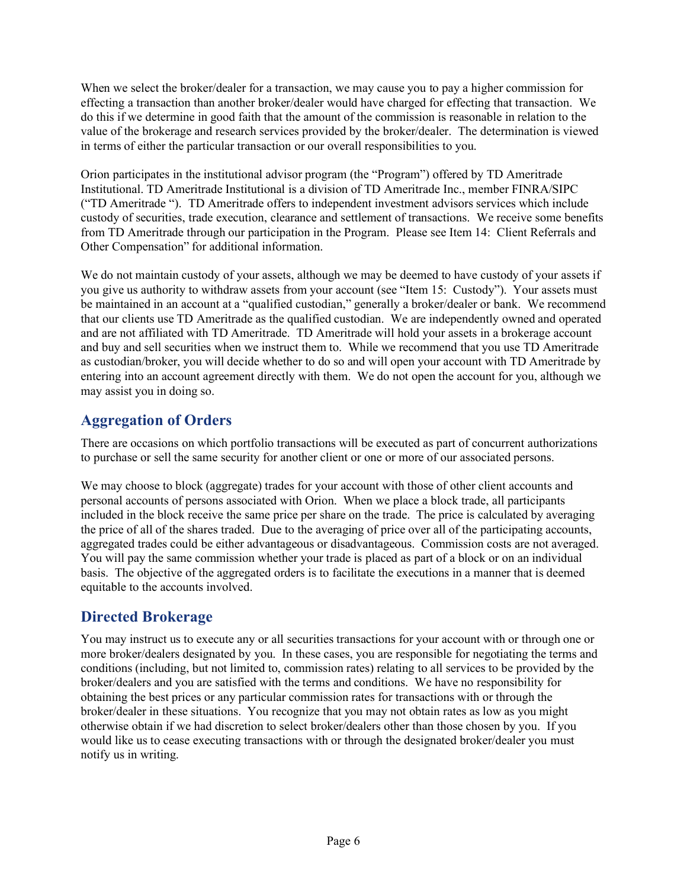When we select the broker/dealer for a transaction, we may cause you to pay a higher commission for effecting a transaction than another broker/dealer would have charged for effecting that transaction. We do this if we determine in good faith that the amount of the commission is reasonable in relation to the value of the brokerage and research services provided by the broker/dealer. The determination is viewed in terms of either the particular transaction or our overall responsibilities to you.

Orion participates in the institutional advisor program (the "Program") offered by TD Ameritrade Institutional. TD Ameritrade Institutional is a division of TD Ameritrade Inc., member FINRA/SIPC ("TD Ameritrade "). TD Ameritrade offers to independent investment advisors services which include custody of securities, trade execution, clearance and settlement of transactions. We receive some benefits from TD Ameritrade through our participation in the Program. Please see Item 14: Client Referrals and Other Compensation" for additional information.

We do not maintain custody of your assets, although we may be deemed to have custody of your assets if you give us authority to withdraw assets from your account (see "Item 15: Custody"). Your assets must be maintained in an account at a "qualified custodian," generally a broker/dealer or bank. We recommend that our clients use TD Ameritrade as the qualified custodian. We are independently owned and operated and are not affiliated with TD Ameritrade. TD Ameritrade will hold your assets in a brokerage account and buy and sell securities when we instruct them to. While we recommend that you use TD Ameritrade as custodian/broker, you will decide whether to do so and will open your account with TD Ameritrade by entering into an account agreement directly with them. We do not open the account for you, although we may assist you in doing so.

## Aggregation of Orders

There are occasions on which portfolio transactions will be executed as part of concurrent authorizations to purchase or sell the same security for another client or one or more of our associated persons.

We may choose to block (aggregate) trades for your account with those of other client accounts and personal accounts of persons associated with Orion. When we place a block trade, all participants included in the block receive the same price per share on the trade. The price is calculated by averaging the price of all of the shares traded. Due to the averaging of price over all of the participating accounts, aggregated trades could be either advantageous or disadvantageous. Commission costs are not averaged. You will pay the same commission whether your trade is placed as part of a block or on an individual basis. The objective of the aggregated orders is to facilitate the executions in a manner that is deemed equitable to the accounts involved.

## Directed Brokerage

You may instruct us to execute any or all securities transactions for your account with or through one or more broker/dealers designated by you. In these cases, you are responsible for negotiating the terms and conditions (including, but not limited to, commission rates) relating to all services to be provided by the broker/dealers and you are satisfied with the terms and conditions. We have no responsibility for obtaining the best prices or any particular commission rates for transactions with or through the broker/dealer in these situations. You recognize that you may not obtain rates as low as you might otherwise obtain if we had discretion to select broker/dealers other than those chosen by you. If you would like us to cease executing transactions with or through the designated broker/dealer you must notify us in writing.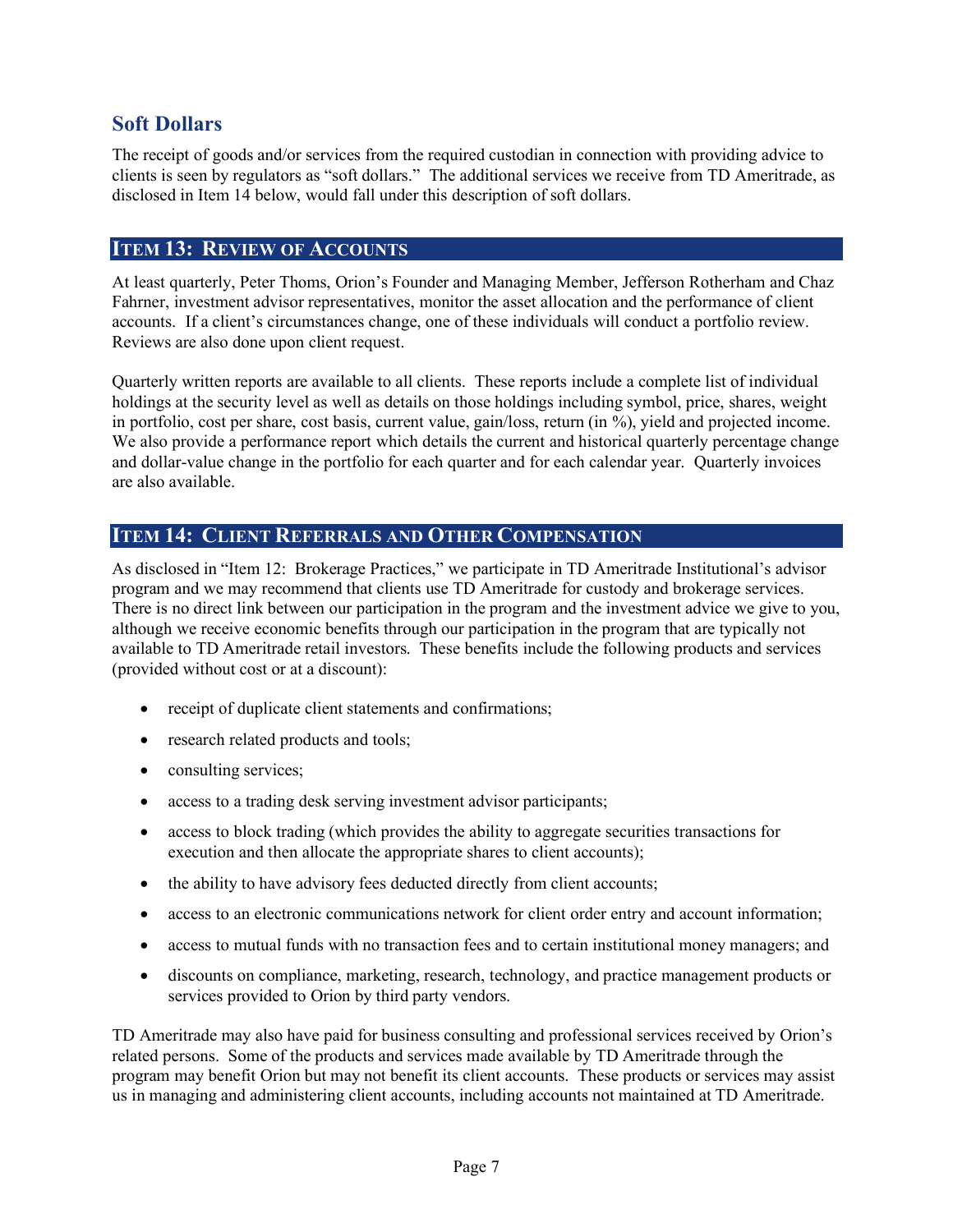## Soft Dollars

The receipt of goods and/or services from the required custodian in connection with providing advice to clients is seen by regulators as "soft dollars." The additional services we receive from TD Ameritrade, as disclosed in Item 14 below, would fall under this description of soft dollars.

## Item 13: Review of Accounts

At least quarterly, Peter Thoms, Orion's Founder and Managing Member, Jefferson Rotherham and Chaz Fahrner, investment advisor representatives, monitor the asset allocation and the performance of client accounts. If a client's circumstances change, one of these individuals will conduct a portfolio review. Reviews are also done upon client request.

Quarterly written reports are available to all clients. These reports include a complete list of individual holdings at the security level as well as details on those holdings including symbol, price, shares, weight in portfolio, cost per share, cost basis, current value, gain/loss, return (in %), yield and projected income. We also provide a performance report which details the current and historical quarterly percentage change and dollar-value change in the portfolio for each quarter and for each calendar year. Quarterly invoices are also available.

## Item 14: Client Referrals and Other Compensation

As disclosed in "Item 12: Brokerage Practices," we participate in TD Ameritrade Institutional's advisor program and we may recommend that clients use TD Ameritrade for custody and brokerage services. There is no direct link between our participation in the program and the investment advice we give to you, although we receive economic benefits through our participation in the program that are typically not available to TD Ameritrade retail investors. These benefits include the following products and services (provided without cost or at a discount):

- receipt of duplicate client statements and confirmations;
- research related products and tools;
- consulting services;
- access to a trading desk serving investment advisor participants;
- access to block trading (which provides the ability to aggregate securities transactions for execution and then allocate the appropriate shares to client accounts);
- the ability to have advisory fees deducted directly from client accounts;
- access to an electronic communications network for client order entry and account information;
- access to mutual funds with no transaction fees and to certain institutional money managers; and
- discounts on compliance, marketing, research, technology, and practice management products or services provided to Orion by third party vendors.

TD Ameritrade may also have paid for business consulting and professional services received by Orion's related persons. Some of the products and services made available by TD Ameritrade through the program may benefit Orion but may not benefit its client accounts. These products or services may assist us in managing and administering client accounts, including accounts not maintained at TD Ameritrade.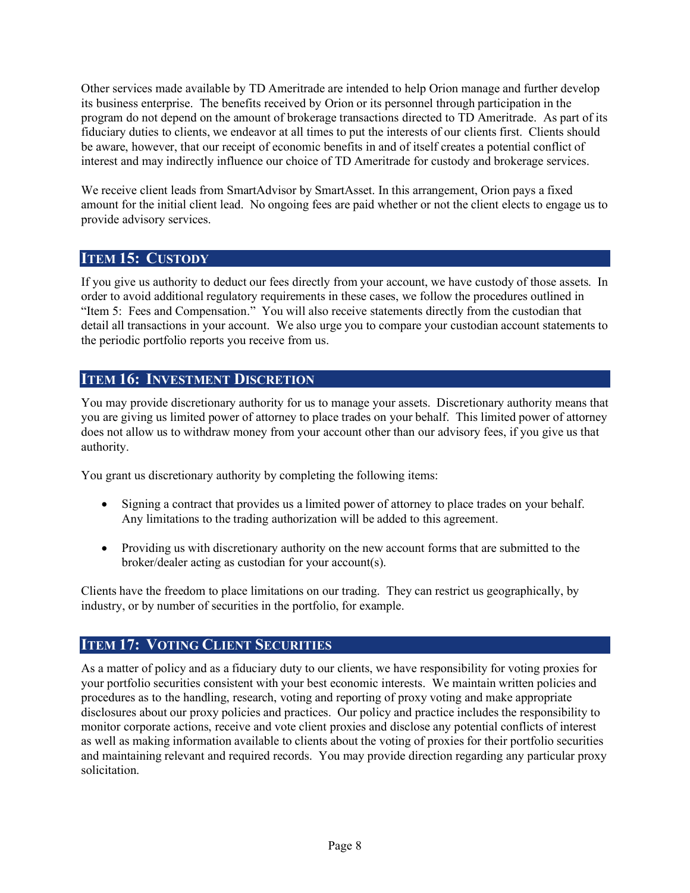Other services made available by TD Ameritrade are intended to help Orion manage and further develop its business enterprise. The benefits received by Orion or its personnel through participation in the program do not depend on the amount of brokerage transactions directed to TD Ameritrade. As part of its fiduciary duties to clients, we endeavor at all times to put the interests of our clients first. Clients should be aware, however, that our receipt of economic benefits in and of itself creates a potential conflict of interest and may indirectly influence our choice of TD Ameritrade for custody and brokerage services.

We receive client leads from SmartAdvisor by SmartAsset. In this arrangement, Orion pays a fixed amount for the initial client lead. No ongoing fees are paid whether or not the client elects to engage us to provide advisory services.

## Item 15: Custody

If you give us authority to deduct our fees directly from your account, we have custody of those assets. In order to avoid additional regulatory requirements in these cases, we follow the procedures outlined in "Item 5: Fees and Compensation." You will also receive statements directly from the custodian that detail all transactions in your account. We also urge you to compare your custodian account statements to the periodic portfolio reports you receive from us.

## Item 16: Investment Discretion

You may provide discretionary authority for us to manage your assets. Discretionary authority means that you are giving us limited power of attorney to place trades on your behalf. This limited power of attorney does not allow us to withdraw money from your account other than our advisory fees, if you give us that authority.

You grant us discretionary authority by completing the following items:

- Signing a contract that provides us a limited power of attorney to place trades on your behalf. Any limitations to the trading authorization will be added to this agreement.
- Providing us with discretionary authority on the new account forms that are submitted to the broker/dealer acting as custodian for your account(s).

Clients have the freedom to place limitations on our trading. They can restrict us geographically, by industry, or by number of securities in the portfolio, for example.

## Item 17: Voting Client Securities

As a matter of policy and as a fiduciary duty to our clients, we have responsibility for voting proxies for your portfolio securities consistent with your best economic interests. We maintain written policies and procedures as to the handling, research, voting and reporting of proxy voting and make appropriate disclosures about our proxy policies and practices. Our policy and practice includes the responsibility to monitor corporate actions, receive and vote client proxies and disclose any potential conflicts of interest as well as making information available to clients about the voting of proxies for their portfolio securities and maintaining relevant and required records. You may provide direction regarding any particular proxy solicitation.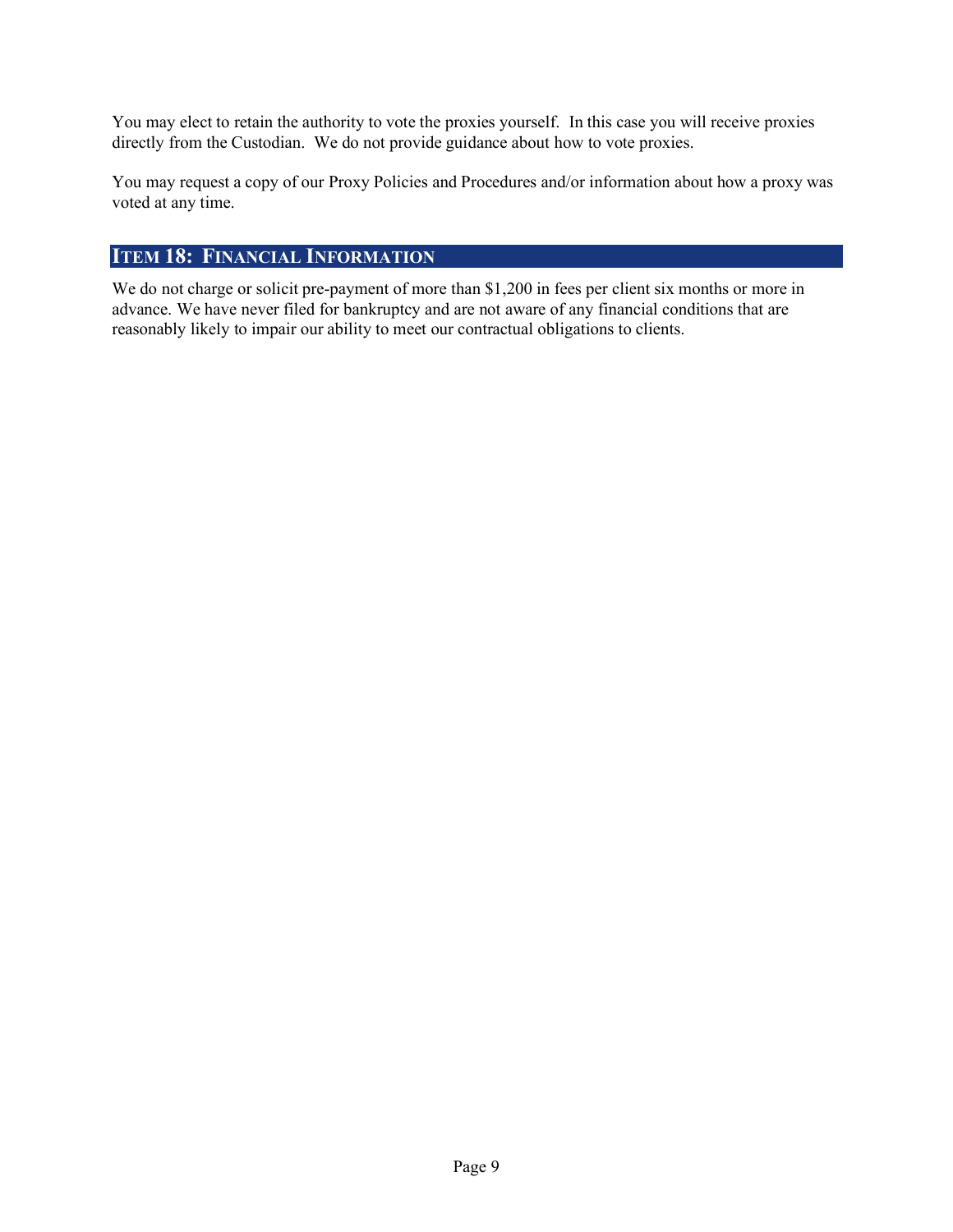You may elect to retain the authority to vote the proxies yourself. In this case you will receive proxies directly from the Custodian. We do not provide guidance about how to vote proxies.

You may request a copy of our Proxy Policies and Procedures and/or information about how a proxy was voted at any time.

## ITEM 18: FINANCIAL INFORMATION

We do not charge or solicit pre-payment of more than $1,200 in fees per client six months or more in advance. We have never filed for bankruptcy and are not aware of any financial conditions that are reasonably likely to impair our ability to meet our contractual obligations to clients.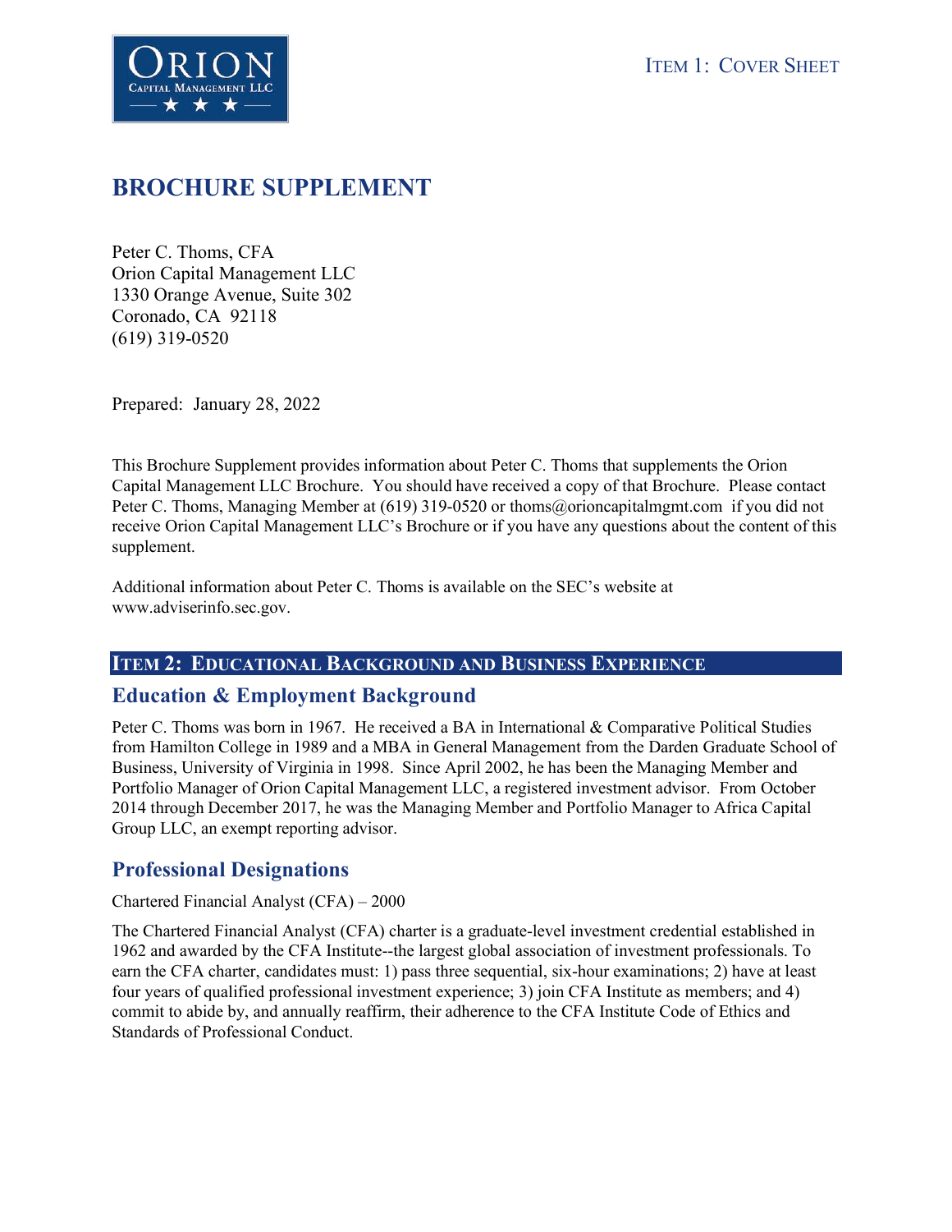# BROCHURE SUPPLEMENT

Peter C. Thoms, CFA
Orion Capital Management LLC
1330 Orange Avenue, Suite 302
Coronado, CA 92118
(619) 319-0520

Prepared: January 28, 2022

This Brochure Supplement provides information about Peter C. Thoms that supplements the Orion Capital Management LLC Brochure. You should have received a copy of that Brochure. Please contact Peter C. Thoms, Managing Member at (619) 319-0520 or thoms@orioncapitalmgmt.com if you did not receive Orion Capital Management LLC's Brochure or if you have any questions about the content of this supplement.

Additional information about Peter C. Thoms is available on the SEC's website at www.adviserinfo.sec.gov.

## ITEM 2: EDUCATIONAL BACKGROUND AND BUSINESS EXPERIENCE

### Education & Employment Background

Peter C. Thoms was born in 1967. He received a BA in International & Comparative Political Studies from Hamilton College in 1989 and a MBA in General Management from the Darden Graduate School of Business, University of Virginia in 1998. Since April 2002, he has been the Managing Member and Portfolio Manager of Orion Capital Management LLC, a registered investment advisor. From October 2014 through December 2017, he was the Managing Member and Portfolio Manager to Africa Capital Group LLC, an exempt reporting advisor.

### Professional Designations

Chartered Financial Analyst (CFA) – 2000

The Chartered Financial Analyst (CFA) charter is a graduate-level investment credential established in 1962 and awarded by the CFA Institute--the largest global association of investment professionals. To earn the CFA charter, candidates must: 1) pass three sequential, six-hour examinations; 2) have at least four years of qualified professional investment experience; 3) join CFA Institute as members; and 4) commit to abide by, and annually reaffirm, their adherence to the CFA Institute Code of Ethics and Standards of Professional Conduct.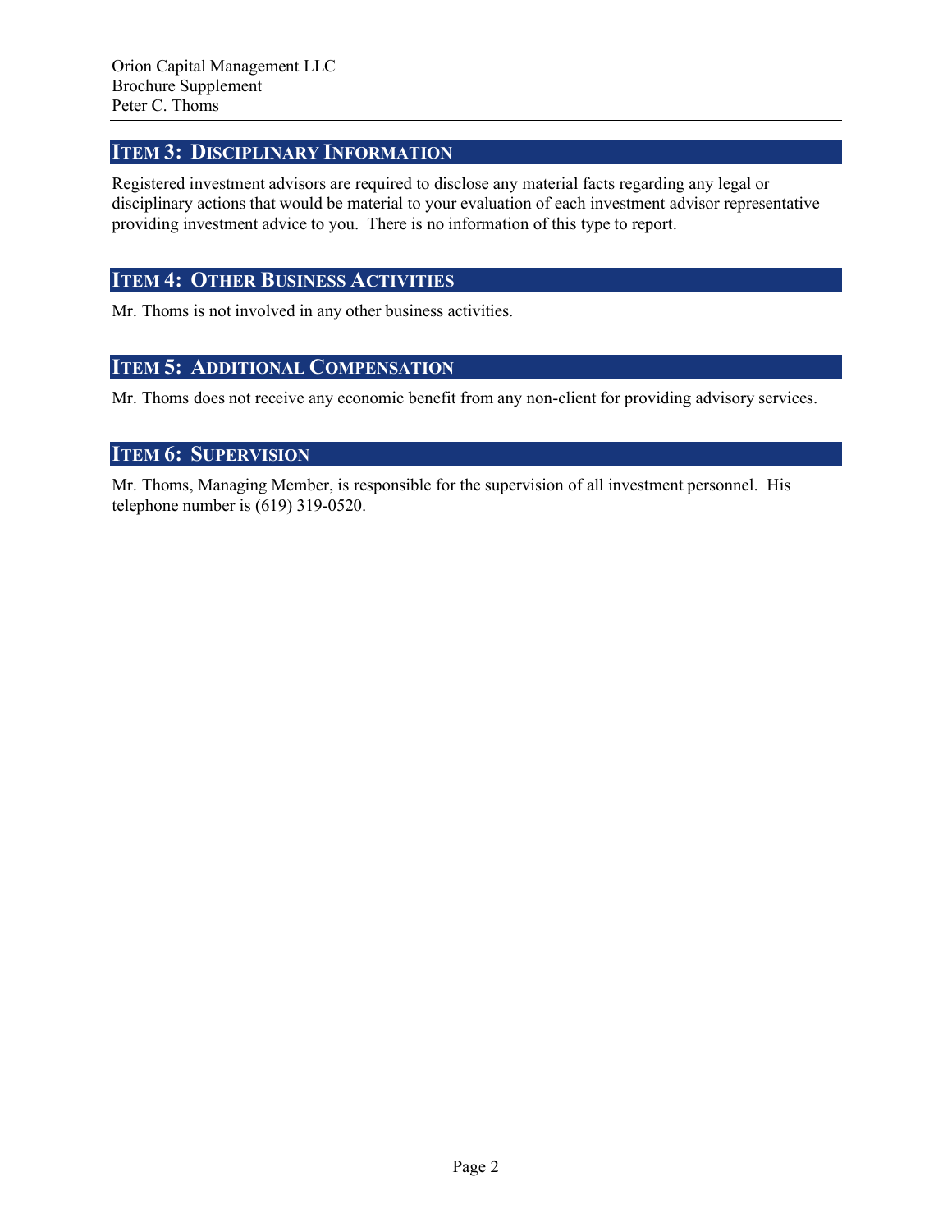## Item 3: Disciplinary Information

Registered investment advisors are required to disclose any material facts regarding any legal or disciplinary actions that would be material to your evaluation of each investment advisor representative providing investment advice to you. There is no information of this type to report.

## Item 4: Other Business Activities

Mr. Thoms is not involved in any other business activities.

## Item 5: Additional Compensation

Mr. Thoms does not receive any economic benefit from any non-client for providing advisory services.

## Item 6: Supervision

Mr. Thoms, Managing Member, is responsible for the supervision of all investment personnel. His telephone number is (619) 319-0520.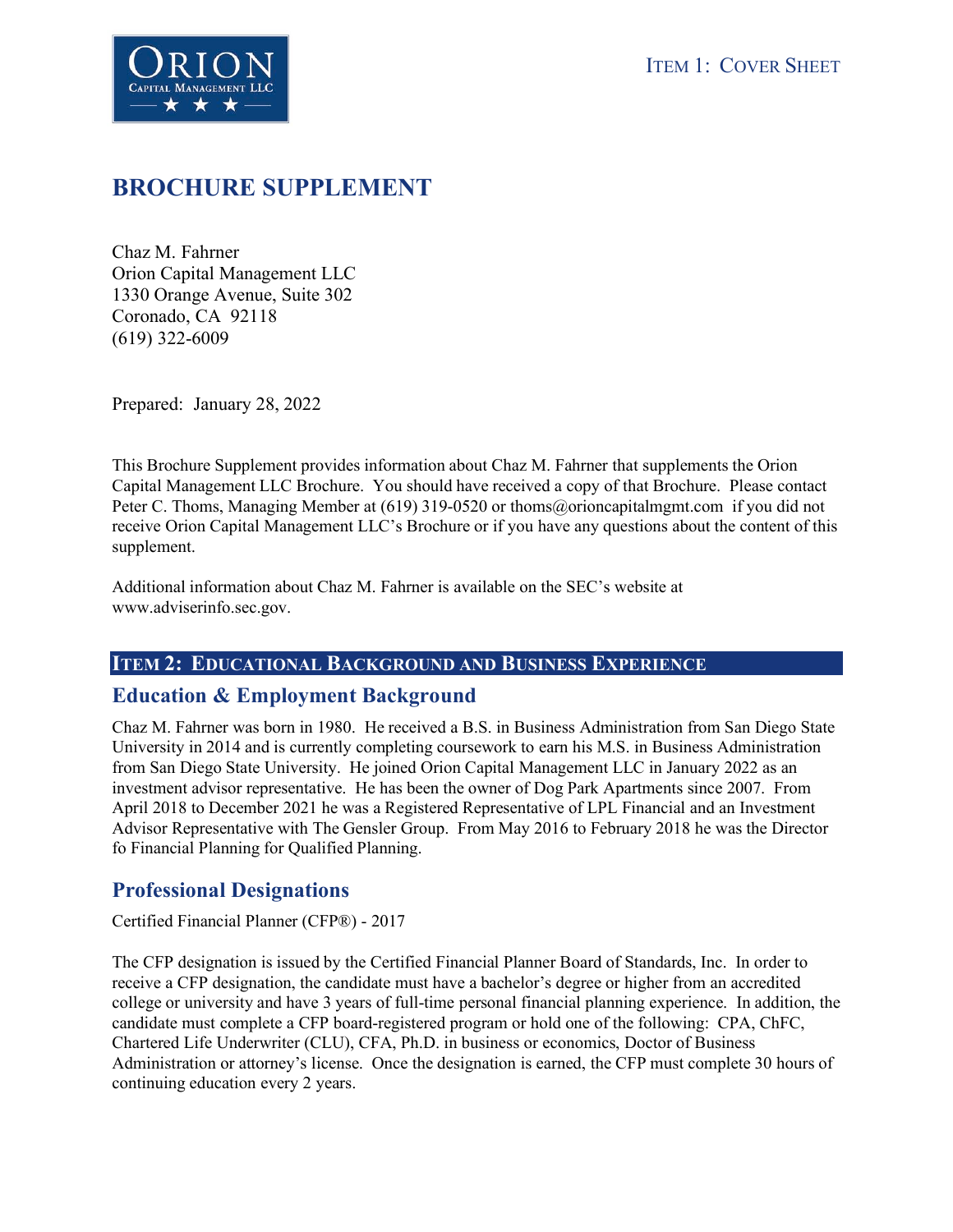ITEM 1: COVER SHEET

# BROCHURE SUPPLEMENT

Chaz M. Fahrner
Orion Capital Management LLC
1330 Orange Avenue, Suite 302
Coronado, CA 92118
(619) 322-6009

Prepared: January 28, 2022

This Brochure Supplement provides information about Chaz M. Fahrner that supplements the Orion Capital Management LLC Brochure. You should have received a copy of that Brochure. Please contact Peter C. Thoms, Managing Member at (619) 319-0520 or thoms@orioncapitalmgmt.com if you did not receive Orion Capital Management LLC's Brochure or if you have any questions about the content of this supplement.

Additional information about Chaz M. Fahrner is available on the SEC's website at www.adviserinfo.sec.gov.

## ITEM 2: EDUCATIONAL BACKGROUND AND BUSINESS EXPERIENCE

### Education & Employment Background

Chaz M. Fahrner was born in 1980. He received a B.S. in Business Administration from San Diego State University in 2014 and is currently completing coursework to earn his M.S. in Business Administration from San Diego State University. He joined Orion Capital Management LLC in January 2022 as an investment advisor representative. He has been the owner of Dog Park Apartments since 2007. From April 2018 to December 2021 he was a Registered Representative of LPL Financial and an Investment Advisor Representative with The Gensler Group. From May 2016 to February 2018 he was the Director fo Financial Planning for Qualified Planning.

### Professional Designations

Certified Financial Planner (CFP®) - 2017

The CFP designation is issued by the Certified Financial Planner Board of Standards, Inc. In order to receive a CFP designation, the candidate must have a bachelor's degree or higher from an accredited college or university and have 3 years of full-time personal financial planning experience. In addition, the candidate must complete a CFP board-registered program or hold one of the following: CPA, ChFC, Chartered Life Underwriter (CLU), CFA, Ph.D. in business or economics, Doctor of Business Administration or attorney's license. Once the designation is earned, the CFP must complete 30 hours of continuing education every 2 years.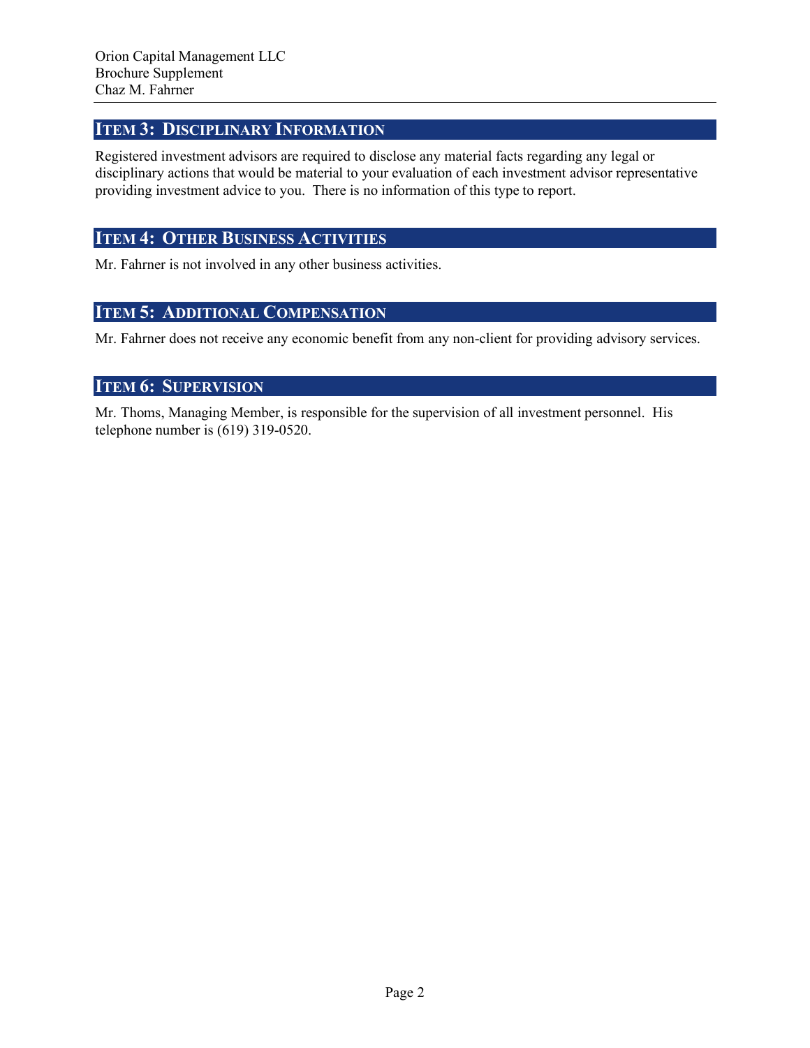## Item 3: Disciplinary Information

Registered investment advisors are required to disclose any material facts regarding any legal or disciplinary actions that would be material to your evaluation of each investment advisor representative providing investment advice to you. There is no information of this type to report.

## Item 4: Other Business Activities

Mr. Fahrner is not involved in any other business activities.

## Item 5: Additional Compensation

Mr. Fahrner does not receive any economic benefit from any non-client for providing advisory services.

## Item 6: Supervision

Mr. Thoms, Managing Member, is responsible for the supervision of all investment personnel. His telephone number is (619) 319-0520.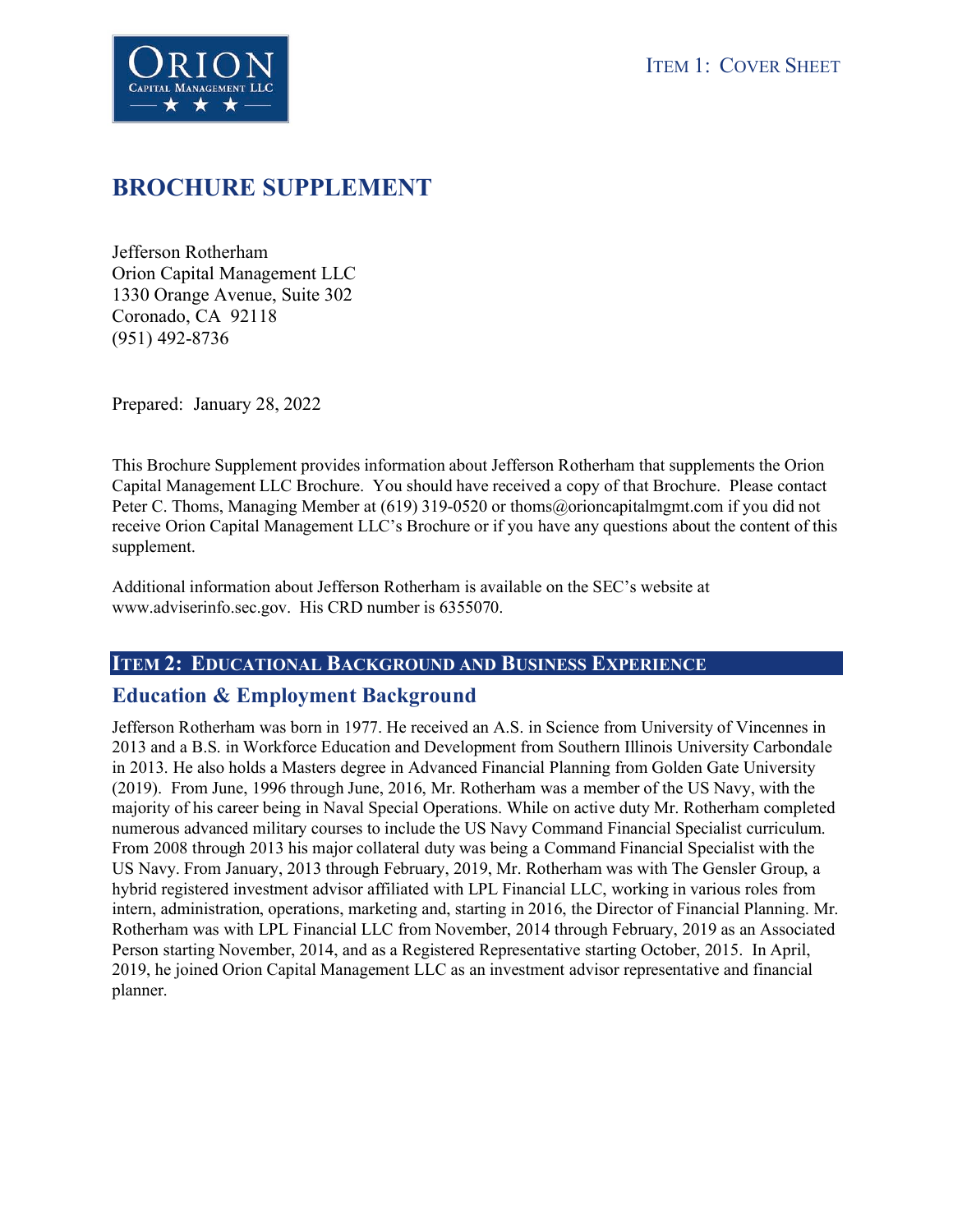ITEM 1: COVER SHEET

# BROCHURE SUPPLEMENT

Jefferson Rotherham
Orion Capital Management LLC
1330 Orange Avenue, Suite 302
Coronado, CA 92118
(951) 492-8736

Prepared: January 28, 2022

This Brochure Supplement provides information about Jefferson Rotherham that supplements the Orion Capital Management LLC Brochure. You should have received a copy of that Brochure. Please contact Peter C. Thoms, Managing Member at (619) 319-0520 or thoms@orioncapitalmgmt.com if you did not receive Orion Capital Management LLC's Brochure or if you have any questions about the content of this supplement.

Additional information about Jefferson Rotherham is available on the SEC's website at www.adviserinfo.sec.gov. His CRD number is 6355070.

## ITEM 2: EDUCATIONAL BACKGROUND AND BUSINESS EXPERIENCE

### Education & Employment Background

Jefferson Rotherham was born in 1977. He received an A.S. in Science from University of Vincennes in 2013 and a B.S. in Workforce Education and Development from Southern Illinois University Carbondale in 2013. He also holds a Masters degree in Advanced Financial Planning from Golden Gate University (2019). From June, 1996 through June, 2016, Mr. Rotherham was a member of the US Navy, with the majority of his career being in Naval Special Operations. While on active duty Mr. Rotherham completed numerous advanced military courses to include the US Navy Command Financial Specialist curriculum. From 2008 through 2013 his major collateral duty was being a Command Financial Specialist with the US Navy. From January, 2013 through February, 2019, Mr. Rotherham was with The Gensler Group, a hybrid registered investment advisor affiliated with LPL Financial LLC, working in various roles from intern, administration, operations, marketing and, starting in 2016, the Director of Financial Planning. Mr. Rotherham was with LPL Financial LLC from November, 2014 through February, 2019 as an Associated Person starting November, 2014, and as a Registered Representative starting October, 2015. In April, 2019, he joined Orion Capital Management LLC as an investment advisor representative and financial planner.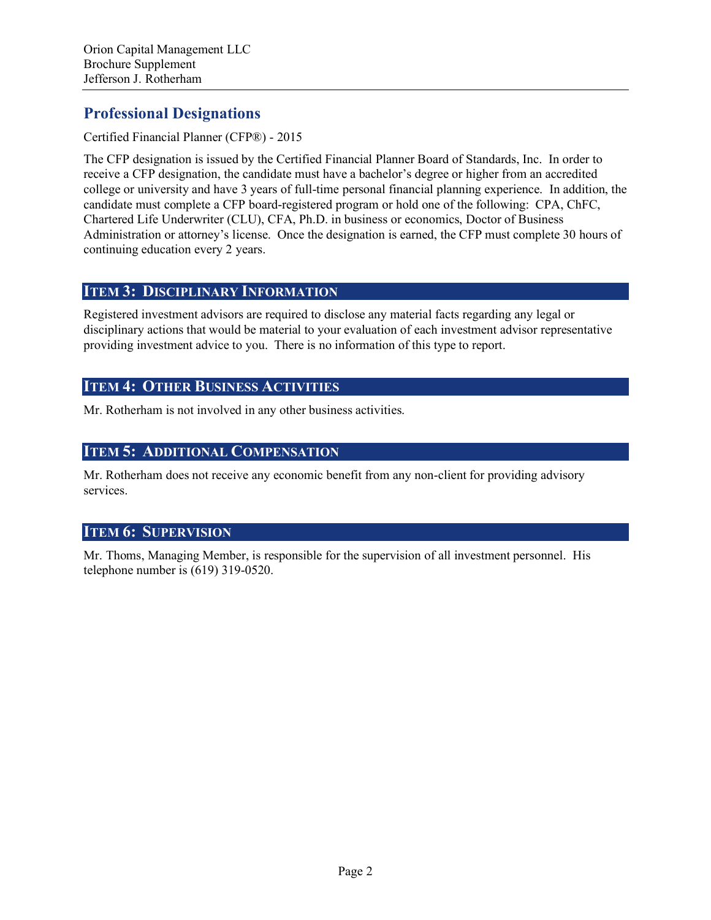## Professional Designations

Certified Financial Planner (CFP®) - 2015

The CFP designation is issued by the Certified Financial Planner Board of Standards, Inc. In order to receive a CFP designation, the candidate must have a bachelor's degree or higher from an accredited college or university and have 3 years of full-time personal financial planning experience. In addition, the candidate must complete a CFP board-registered program or hold one of the following: CPA, ChFC, Chartered Life Underwriter (CLU), CFA, Ph.D. in business or economics, Doctor of Business Administration or attorney's license. Once the designation is earned, the CFP must complete 30 hours of continuing education every 2 years.

## ITEM 3: DISCIPLINARY INFORMATION

Registered investment advisors are required to disclose any material facts regarding any legal or disciplinary actions that would be material to your evaluation of each investment advisor representative providing investment advice to you. There is no information of this type to report.

## ITEM 4: OTHER BUSINESS ACTIVITIES

Mr. Rotherham is not involved in any other business activities.

## ITEM 5: ADDITIONAL COMPENSATION

Mr. Rotherham does not receive any economic benefit from any non-client for providing advisory services.

## ITEM 6: SUPERVISION

Mr. Thoms, Managing Member, is responsible for the supervision of all investment personnel. His telephone number is (619) 319-0520.